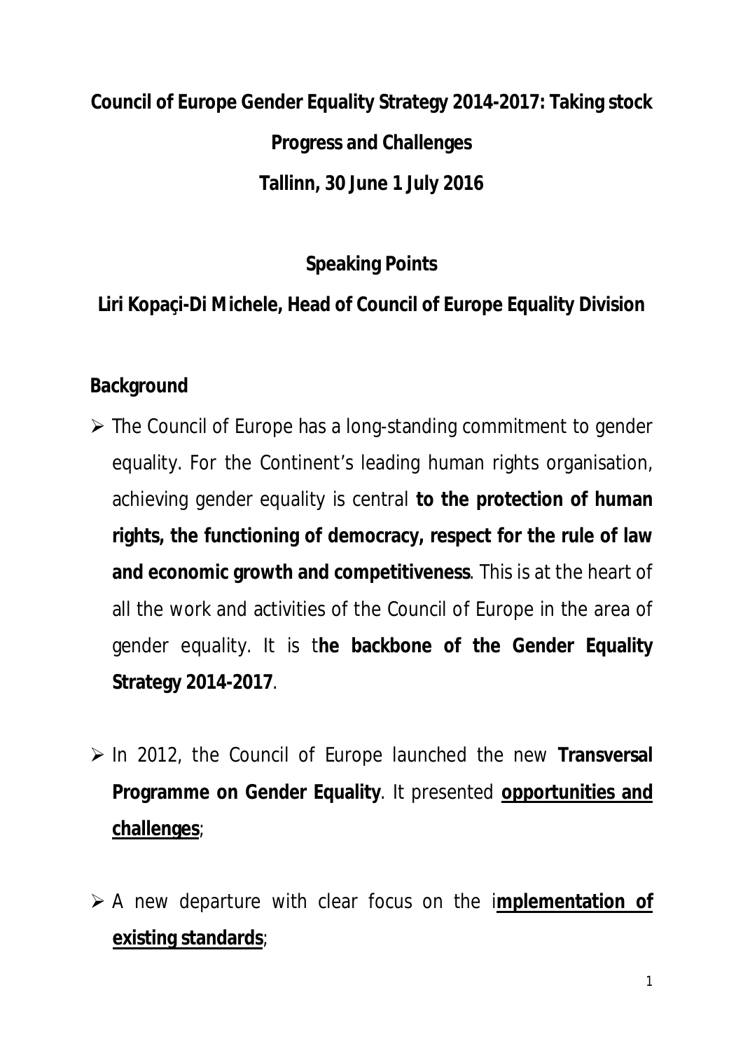# Council of Europe Gender Equality Strategy 2014-2017: Taking stock

## Progress and Challenges

## Tallinn, 30 June 1 July 2016

## Speaking Points

## Liri Kopaçi-Di Michele, Head of Council of Europe Equality Division

### Background

- The Council of Europe has a long-standing commitment to gender equality. For the Continent's leading human rights organisation, achieving gender equality is central **to the protection of human rights, the functioning of democracy, respect for the rule of law and economic growth and competitiveness**. This is at the heart of all the work and activities of the Council of Europe in the area of gender equality. It is t**he backbone of the Gender Equality Strategy 2014-2017**.

- In 2012, the Council of Europe launched the new **Transversal Programme on Gender Equality**. It presented **opportunities and challenges**;

- A new departure with clear focus on the i**mplementation of existing standards**;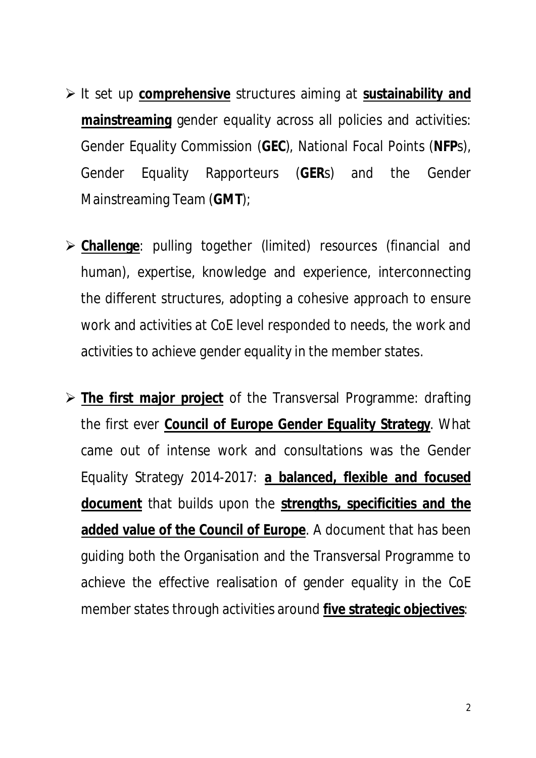- It set up **comprehensive** structures aiming at **sustainability and mainstreaming** gender equality across all policies and activities: Gender Equality Commission (**GEC**), National Focal Points (**NFP**s), Gender Equality Rapporteurs (**GER**s) and the Gender Mainstreaming Team (**GMT**);

- **Challenge**: pulling together (limited) resources (financial and human), expertise, knowledge and experience, interconnecting the different structures, adopting a cohesive approach to ensure work and activities at CoE level responded to needs, the work and activities to achieve gender equality in the member states.

- **The first major project** of the Transversal Programme: drafting the first ever **Council of Europe Gender Equality Strategy**. What came out of intense work and consultations was the Gender Equality Strategy 2014-2017: **a balanced, flexible and focused document** that builds upon the **strengths, specificities and the added value of the Council of Europe**. A document that has been guiding both the Organisation and the Transversal Programme to achieve the effective realisation of gender equality in the CoE member states through activities around **five strategic objectives**: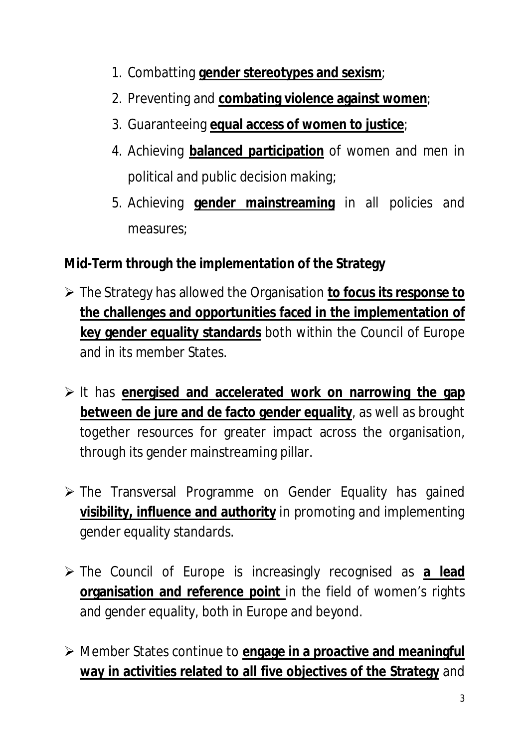1. Combatting **gender stereotypes and sexism**;
2. Preventing and **combating violence against women**;
3. Guaranteeing **equal access of women to justice**;
4. Achieving **balanced participation** of women and men in political and public decision making;
5. Achieving **gender mainstreaming** in all policies and measures;

**Mid-Term through the implementation of the Strategy**

- The Strategy has allowed the Organisation **to focus its response to the challenges and opportunities faced in the implementation of key gender equality standards** both within the Council of Europe and in its member States.

- It has **energised and accelerated work on narrowing the gap between de jure and de facto gender equality**, as well as brought together resources for greater impact across the organisation, through its gender mainstreaming pillar.

- The Transversal Programme on Gender Equality has gained **visibility, influence and authority** in promoting and implementing gender equality standards.

- The Council of Europe is increasingly recognised as **a lead organisation and reference point** in the field of women's rights and gender equality, both in Europe and beyond.

- Member States continue to **engage in a proactive and meaningful way in activities related to all five objectives of the Strategy** and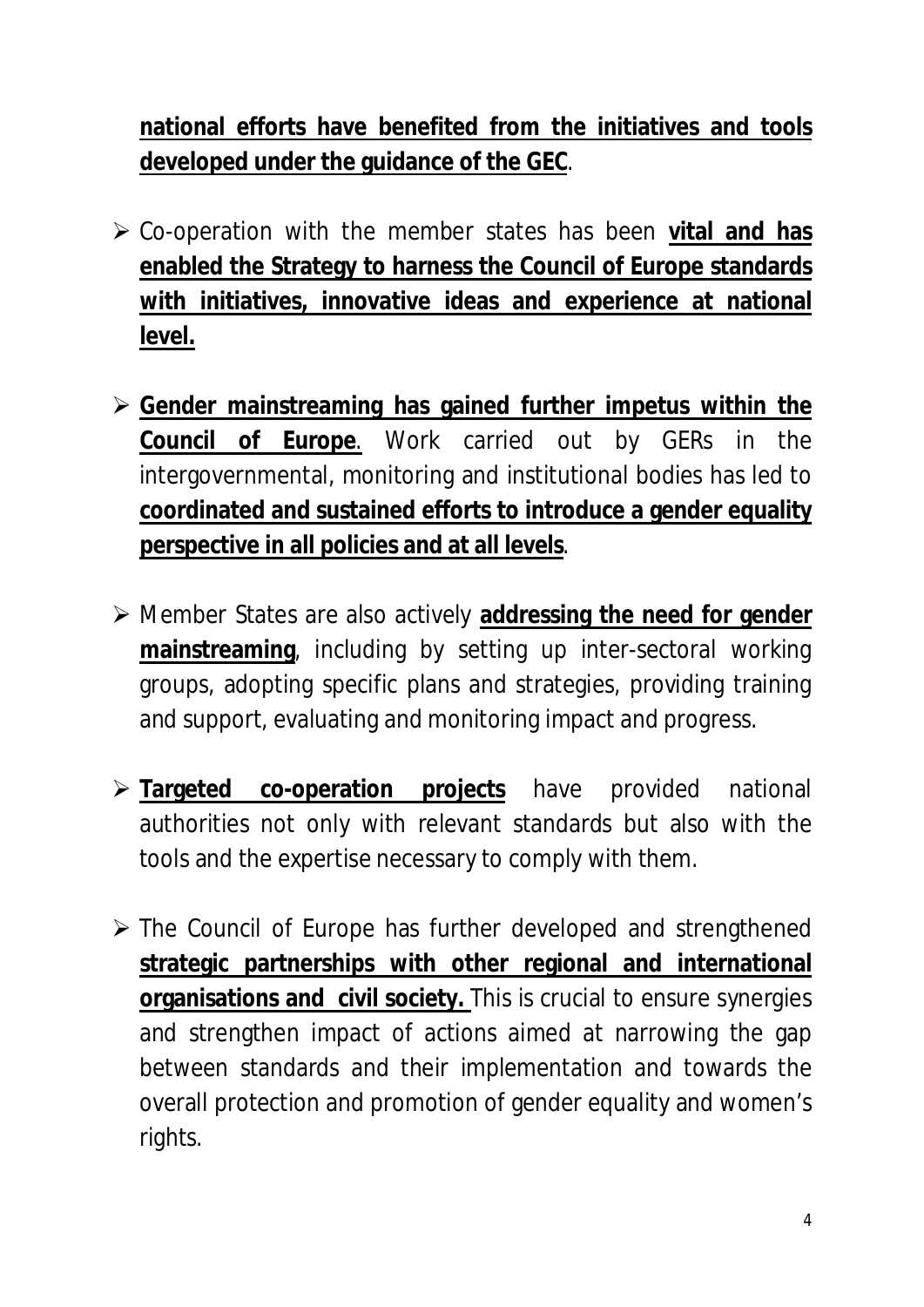**national efforts have benefited from the initiatives and tools developed under the guidance of the GEC**.

- Co-operation with the member states has been **vital and has enabled the Strategy to harness the Council of Europe standards with initiatives, innovative ideas and experience at national level.**

- **Gender mainstreaming has gained further impetus within the Council of Europe**. Work carried out by GERs in the intergovernmental, monitoring and institutional bodies has led to **coordinated and sustained efforts to introduce a gender equality perspective in all policies and at all levels**.

- Member States are also actively **addressing the need for gender mainstreaming**, including by setting up inter-sectoral working groups, adopting specific plans and strategies, providing training and support, evaluating and monitoring impact and progress.

- **Targeted co-operation projects** have provided national authorities not only with relevant standards but also with the tools and the expertise necessary to comply with them.

- The Council of Europe has further developed and strengthened **strategic partnerships with other regional and international organisations and civil society.** This is crucial to ensure synergies and strengthen impact of actions aimed at narrowing the gap between standards and their implementation and towards the overall protection and promotion of gender equality and women's rights.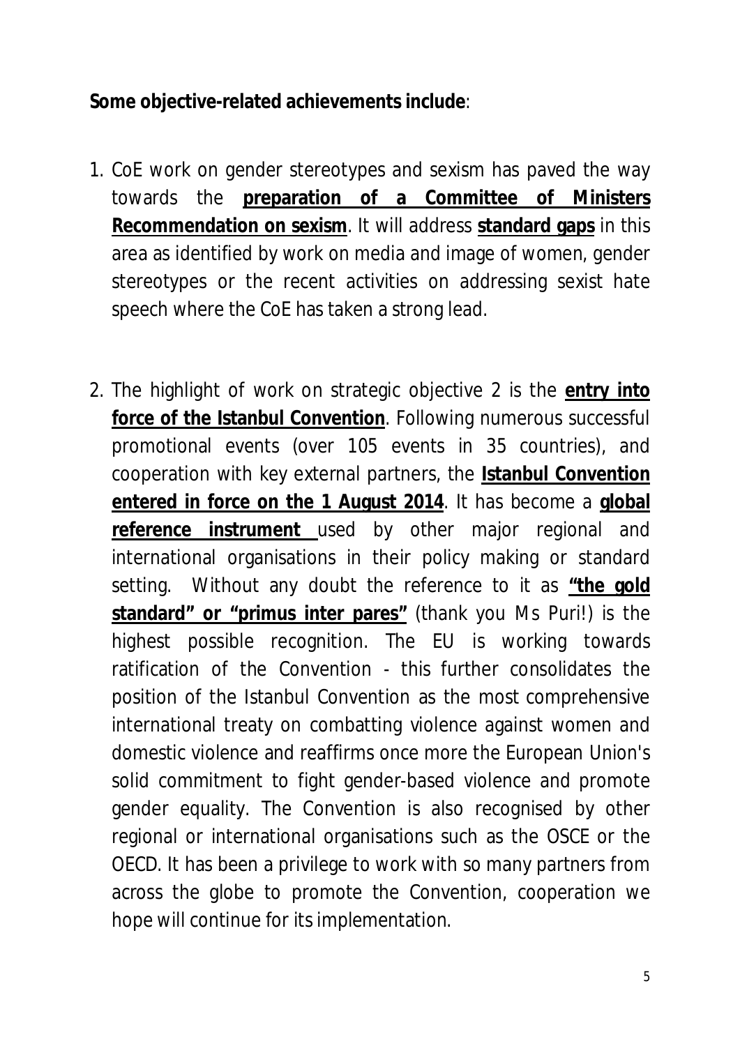**Some objective-related achievements include**:

1. CoE work on gender stereotypes and sexism has paved the way towards the **preparation of a Committee of Ministers Recommendation on sexism**. It will address **standard gaps** in this area as identified by work on media and image of women, gender stereotypes or the recent activities on addressing sexist hate speech where the CoE has taken a strong lead.

2. The highlight of work on strategic objective 2 is the **entry into force of the Istanbul Convention**. Following numerous successful promotional events (over 105 events in 35 countries), and cooperation with key external partners, the **Istanbul Convention entered in force on the 1 August 2014**. It has become a **global reference instrument** used by other major regional and international organisations in their policy making or standard setting. Without any doubt the reference to it as **"the gold standard" or "primus inter pares"** (thank you Ms Puri!) is the highest possible recognition. The EU is working towards ratification of the Convention - this further consolidates the position of the Istanbul Convention as the most comprehensive international treaty on combatting violence against women and domestic violence and reaffirms once more the European Union's solid commitment to fight gender-based violence and promote gender equality. The Convention is also recognised by other regional or international organisations such as the OSCE or the OECD. It has been a privilege to work with so many partners from across the globe to promote the Convention, cooperation we hope will continue for its implementation.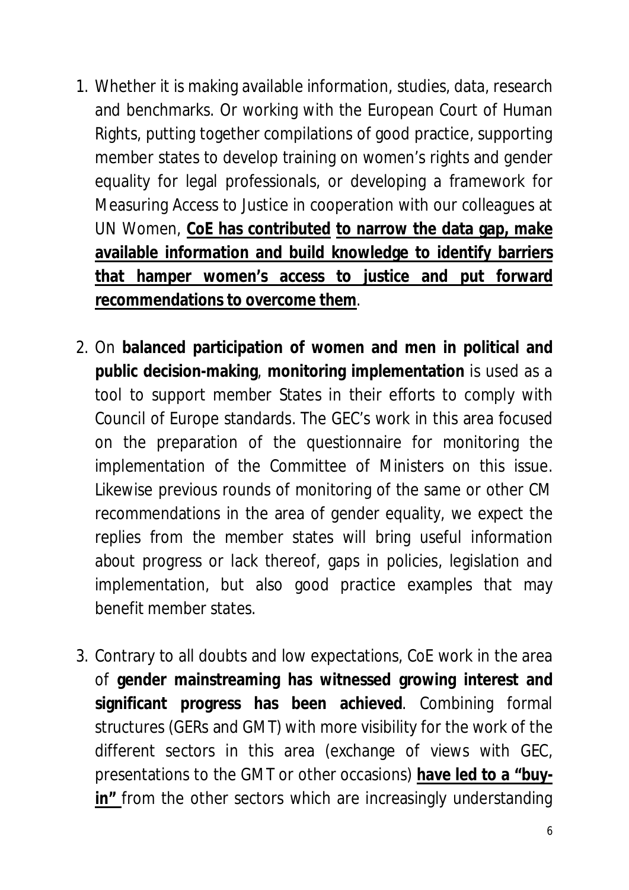1. Whether it is making available information, studies, data, research and benchmarks. Or working with the European Court of Human Rights, putting together compilations of good practice, supporting member states to develop training on women's rights and gender equality for legal professionals, or developing a framework for Measuring Access to Justice in cooperation with our colleagues at UN Women, **CoE has contributed to narrow the data gap, make available information and build knowledge to identify barriers that hamper women's access to justice and put forward recommendations to overcome them**.

2. On **balanced participation of women and men in political and public decision-making**, **monitoring implementation** is used as a tool to support member States in their efforts to comply with Council of Europe standards. The GEC's work in this area focused on the preparation of the questionnaire for monitoring the implementation of the Committee of Ministers on this issue. Likewise previous rounds of monitoring of the same or other CM recommendations in the area of gender equality, we expect the replies from the member states will bring useful information about progress or lack thereof, gaps in policies, legislation and implementation, but also good practice examples that may benefit member states.

3. Contrary to all doubts and low expectations, CoE work in the area of **gender mainstreaming has witnessed growing interest and significant progress has been achieved**. Combining formal structures (GERs and GMT) with more visibility for the work of the different sectors in this area (exchange of views with GEC, presentations to the GMT or other occasions) **have led to a "buy-in"** from the other sectors which are increasingly understanding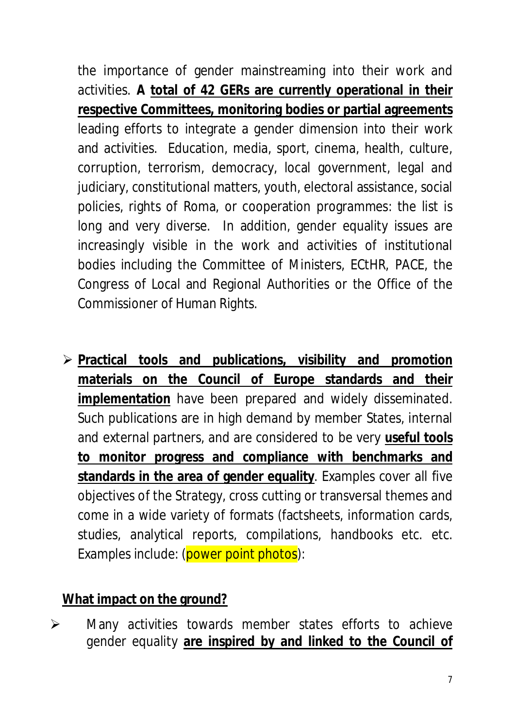the importance of gender mainstreaming into their work and activities. **A total of 42 GERs are currently operational in their respective Committees, monitoring bodies or partial agreements** leading efforts to integrate a gender dimension into their work and activities. Education, media, sport, cinema, health, culture, corruption, terrorism, democracy, local government, legal and judiciary, constitutional matters, youth, electoral assistance, social policies, rights of Roma, or cooperation programmes: the list is long and very diverse. In addition, gender equality issues are increasingly visible in the work and activities of institutional bodies including the Committee of Ministers, ECtHR, PACE, the Congress of Local and Regional Authorities or the Office of the Commissioner of Human Rights.

- **Practical tools and publications, visibility and promotion materials on the Council of Europe standards and their implementation** have been prepared and widely disseminated. Such publications are in high demand by member States, internal and external partners, and are considered to be very **useful tools to monitor progress and compliance with benchmarks and standards in the area of gender equality**. Examples cover all five objectives of the Strategy, cross cutting or transversal themes and come in a wide variety of formats (factsheets, information cards, studies, analytical reports, compilations, handbooks etc. etc. Examples include: (power point photos):

**What impact on the ground?**

- Many activities towards member states efforts to achieve gender equality **are inspired by and linked to the Council of**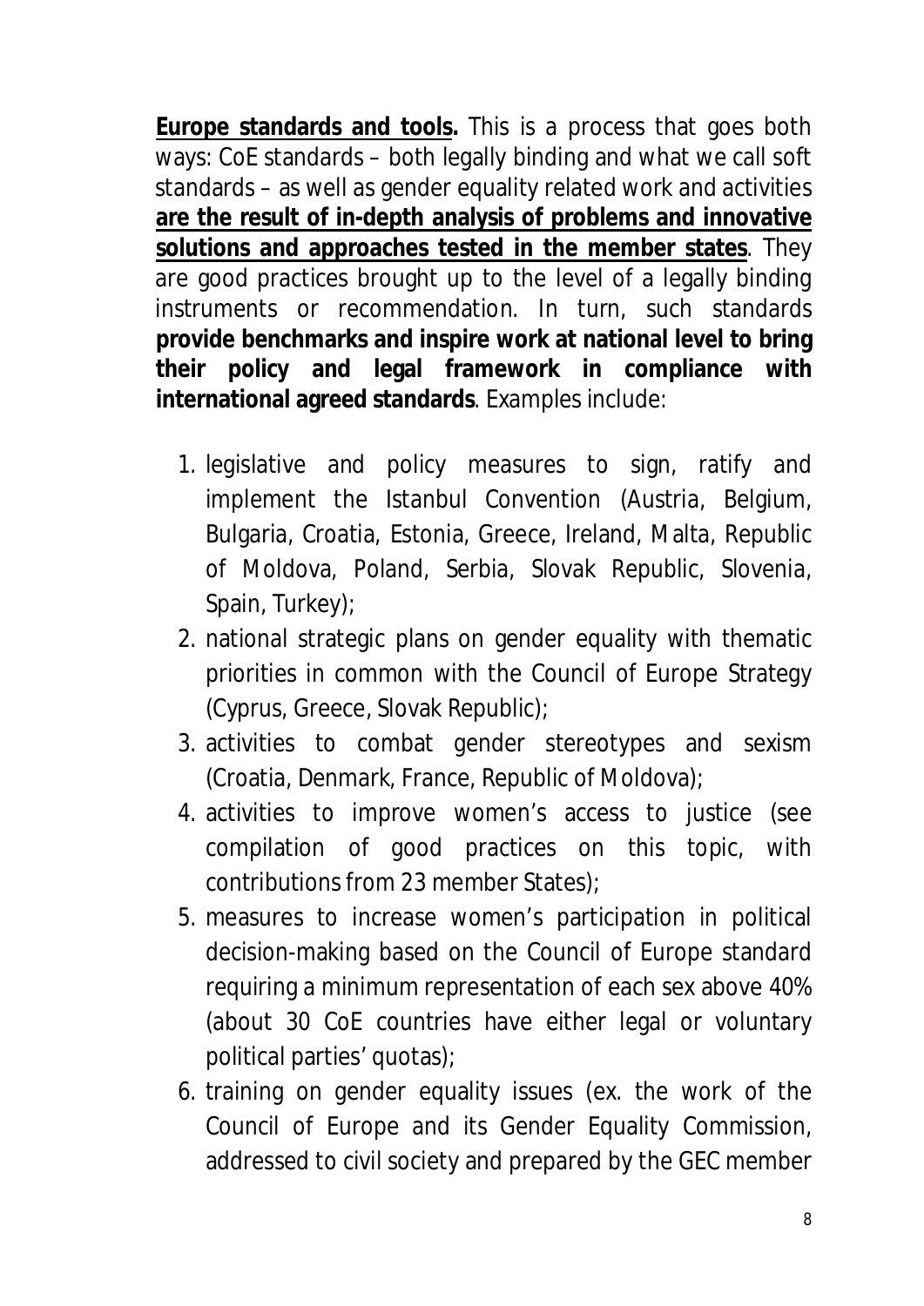**Europe standards and tools.** This is a process that goes both ways: CoE standards – both legally binding and what we call soft standards – as well as gender equality related work and activities **are the result of in-depth analysis of problems and innovative solutions and approaches tested in the member states**. They are good practices brought up to the level of a legally binding instruments or recommendation. In turn, such standards **provide benchmarks and inspire work at national level to bring their policy and legal framework in compliance with international agreed standards**. Examples include:

1. legislative and policy measures to sign, ratify and implement the Istanbul Convention (Austria, Belgium, Bulgaria, Croatia, Estonia, Greece, Ireland, Malta, Republic of Moldova, Poland, Serbia, Slovak Republic, Slovenia, Spain, Turkey);
2. national strategic plans on gender equality with thematic priorities in common with the Council of Europe Strategy (Cyprus, Greece, Slovak Republic);
3. activities to combat gender stereotypes and sexism (Croatia, Denmark, France, Republic of Moldova);
4. activities to improve women's access to justice (see compilation of good practices on this topic, with contributions from 23 member States);
5. measures to increase women's participation in political decision-making based on the Council of Europe standard requiring a minimum representation of each sex above 40% (about 30 CoE countries have either legal or voluntary political parties' quotas);
6. training on gender equality issues (ex. the work of the Council of Europe and its Gender Equality Commission, addressed to civil society and prepared by the GEC member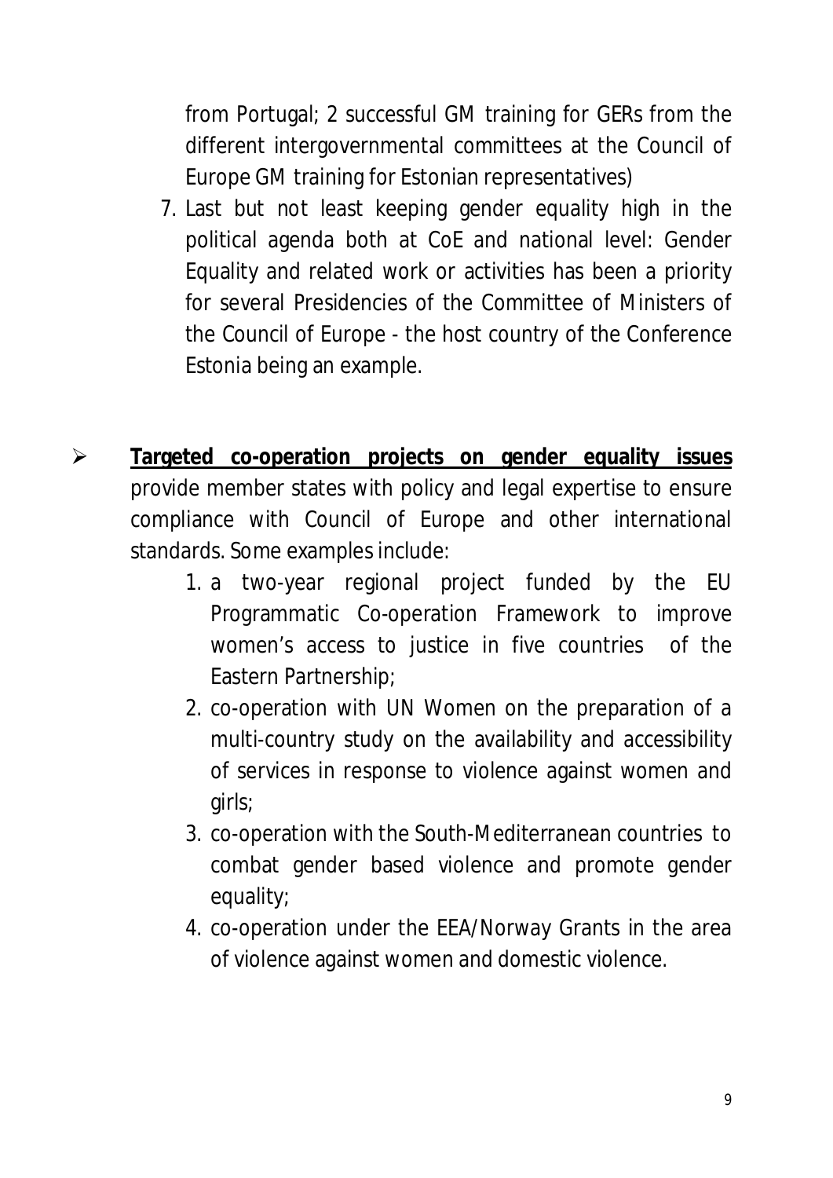from Portugal; 2 successful GM training for GERs from the different intergovernmental committees at the Council of Europe GM training for Estonian representatives)

7. Last but not least keeping gender equality high in the political agenda both at CoE and national level: Gender Equality and related work or activities has been a priority for several Presidencies of the Committee of Ministers of the Council of Europe - the host country of the Conference Estonia being an example.

- **Targeted co-operation projects on gender equality issues** provide member states with policy and legal expertise to ensure compliance with Council of Europe and other international standards. Some examples include:
  1. a two-year regional project funded by the EU Programmatic Co-operation Framework to improve women's access to justice in five countries of the Eastern Partnership;
  2. co-operation with UN Women on the preparation of a multi-country study on the availability and accessibility of services in response to violence against women and girls;
  3. co-operation with the South-Mediterranean countries to combat gender based violence and promote gender equality;
  4. co-operation under the EEA/Norway Grants in the area of violence against women and domestic violence.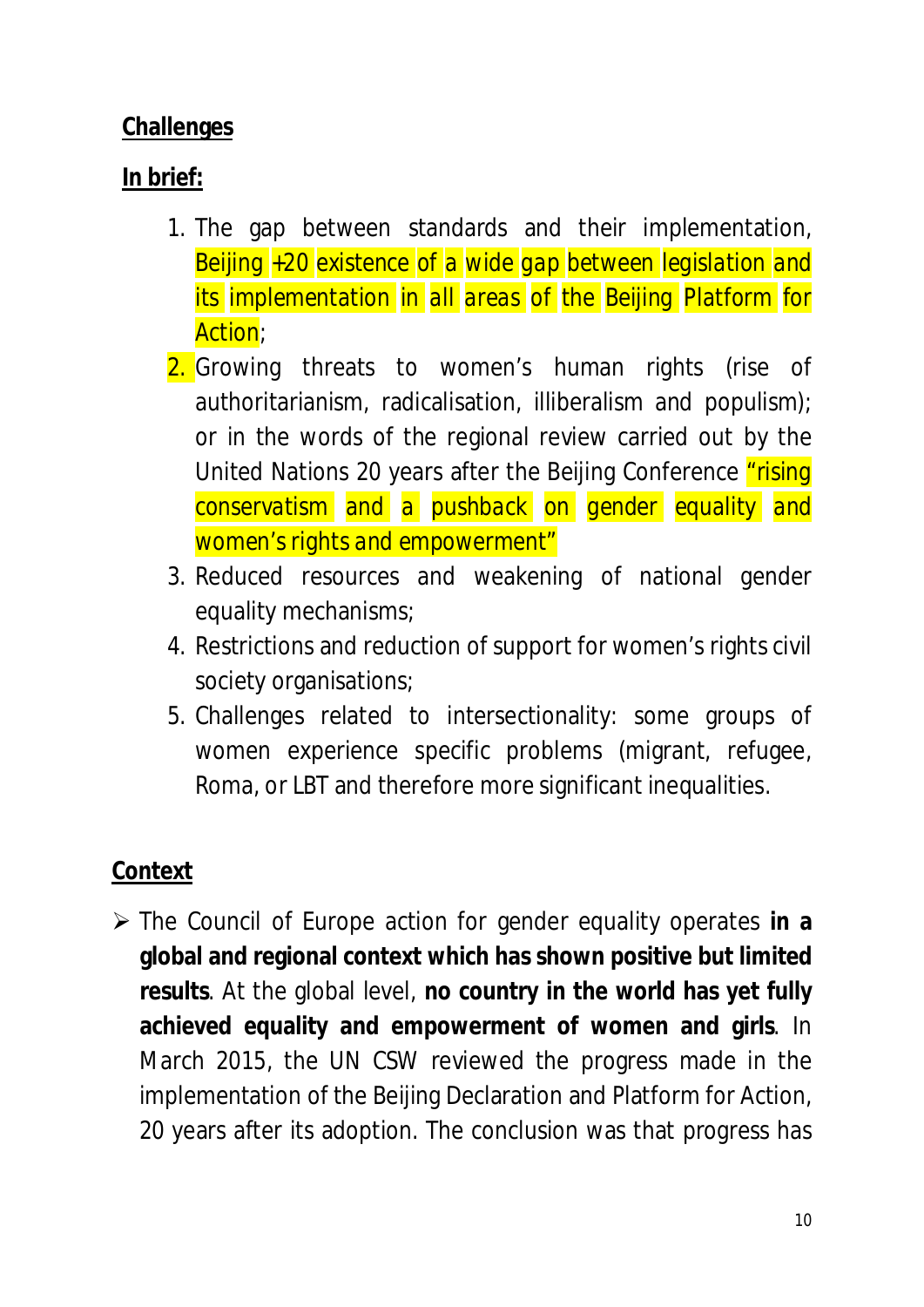**Challenges**

**In brief:**

1. The gap between standards and their implementation, Beijing +20 existence of a wide gap between legislation and its implementation in all areas of the Beijing Platform for Action;
2. Growing threats to women's human rights (rise of authoritarianism, radicalisation, illiberalism and populism); or in the words of the regional review carried out by the United Nations 20 years after the Beijing Conference "rising conservatism and a pushback on gender equality and women's rights and empowerment"
3. Reduced resources and weakening of national gender equality mechanisms;
4. Restrictions and reduction of support for women's rights civil society organisations;
5. Challenges related to intersectionality: some groups of women experience specific problems (migrant, refugee, Roma, or LBT and therefore more significant inequalities.

**Context**

- The Council of Europe action for gender equality operates **in a global and regional context which has shown positive but limited results**. At the global level, **no country in the world has yet fully achieved equality and empowerment of women and girls**. In March 2015, the UN CSW reviewed the progress made in the implementation of the Beijing Declaration and Platform for Action, 20 years after its adoption. The conclusion was that progress has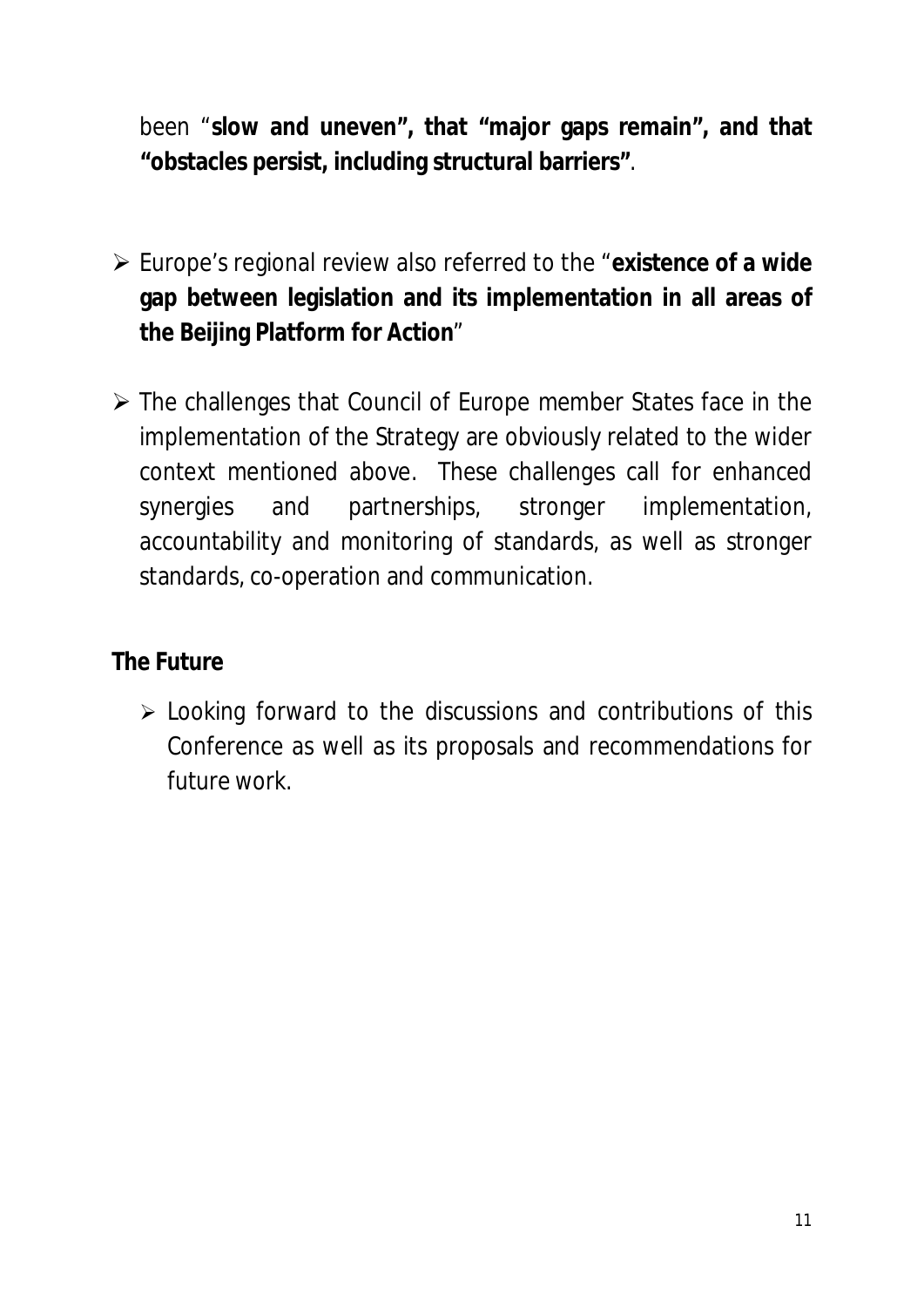been "**slow and uneven", that "major gaps remain", and that "obstacles persist, including structural barriers"**.

- Europe's regional review also referred to the "**existence of a wide gap between legislation and its implementation in all areas of the Beijing Platform for Action**"

- The challenges that Council of Europe member States face in the implementation of the Strategy are obviously related to the wider context mentioned above. These challenges call for enhanced synergies and partnerships, stronger implementation, accountability and monitoring of standards, as well as stronger standards, co-operation and communication.

**The Future**

- Looking forward to the discussions and contributions of this Conference as well as its proposals and recommendations for future work.